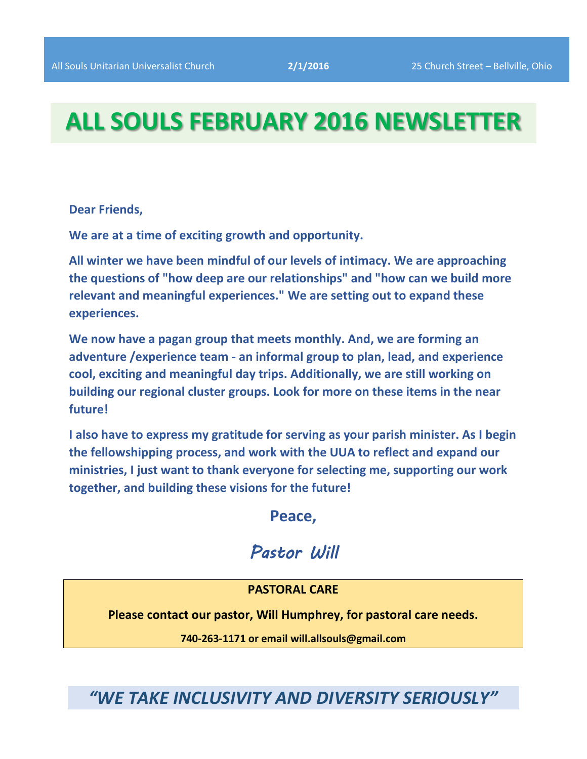All Souls Unitarian Universalist Church **2/1/2016** 25 Church Street – Bellville, Ohio

# ALL SOULS FEBRUARY 2016 NEWSLETTER

**Dear Friends,**

**We are at a time of exciting growth and opportunity.**

**All winter we have been mindful of our levels of intimacy. We are approaching the questions of "how deep are our relationships" and "how can we build more relevant and meaningful experiences." We are setting out to expand these experiences.**

**We now have a pagan group that meets monthly. And, we are forming an adventure /experience team - an informal group to plan, lead, and experience cool, exciting and meaningful day trips. Additionally, we are still working on building our regional cluster groups. Look for more on these items in the near future!**

**I also have to express my gratitude for serving as your parish minister. As I begin the fellowshipping process, and work with the UUA to reflect and expand our ministries, I just want to thank everyone for selecting me, supporting our work together, and building these visions for the future!**

**Peace,**

***Pastor Will***

**PASTORAL CARE**

**Please contact our pastor, Will Humphrey, for pastoral care needs.**

**740-263-1171 or email will.allsouls@gmail.com**

***"WE TAKE INCLUSIVITY AND DIVERSITY SERIOUSLY"***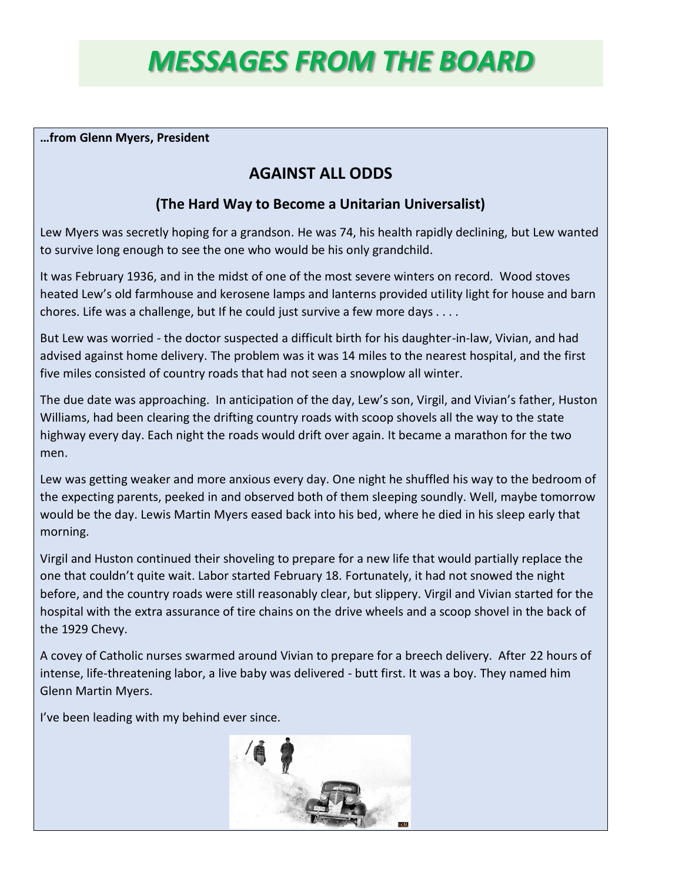# MESSAGES FROM THE BOARD

**…from Glenn Myers, President**

## AGAINST ALL ODDS

### (The Hard Way to Become a Unitarian Universalist)

Lew Myers was secretly hoping for a grandson. He was 74, his health rapidly declining, but Lew wanted to survive long enough to see the one who would be his only grandchild.

It was February 1936, and in the midst of one of the most severe winters on record. Wood stoves heated Lew's old farmhouse and kerosene lamps and lanterns provided utility light for house and barn chores. Life was a challenge, but If he could just survive a few more days . . . .

But Lew was worried - the doctor suspected a difficult birth for his daughter-in-law, Vivian, and had advised against home delivery. The problem was it was 14 miles to the nearest hospital, and the first five miles consisted of country roads that had not seen a snowplow all winter.

The due date was approaching. In anticipation of the day, Lew's son, Virgil, and Vivian's father, Huston Williams, had been clearing the drifting country roads with scoop shovels all the way to the state highway every day. Each night the roads would drift over again. It became a marathon for the two men.

Lew was getting weaker and more anxious every day. One night he shuffled his way to the bedroom of the expecting parents, peeked in and observed both of them sleeping soundly. Well, maybe tomorrow would be the day. Lewis Martin Myers eased back into his bed, where he died in his sleep early that morning.

Virgil and Huston continued their shoveling to prepare for a new life that would partially replace the one that couldn't quite wait. Labor started February 18. Fortunately, it had not snowed the night before, and the country roads were still reasonably clear, but slippery. Virgil and Vivian started for the hospital with the extra assurance of tire chains on the drive wheels and a scoop shovel in the back of the 1929 Chevy.

A covey of Catholic nurses swarmed around Vivian to prepare for a breech delivery. After 22 hours of intense, life-threatening labor, a live baby was delivered - butt first. It was a boy. They named him Glenn Martin Myers.

I've been leading with my behind ever since.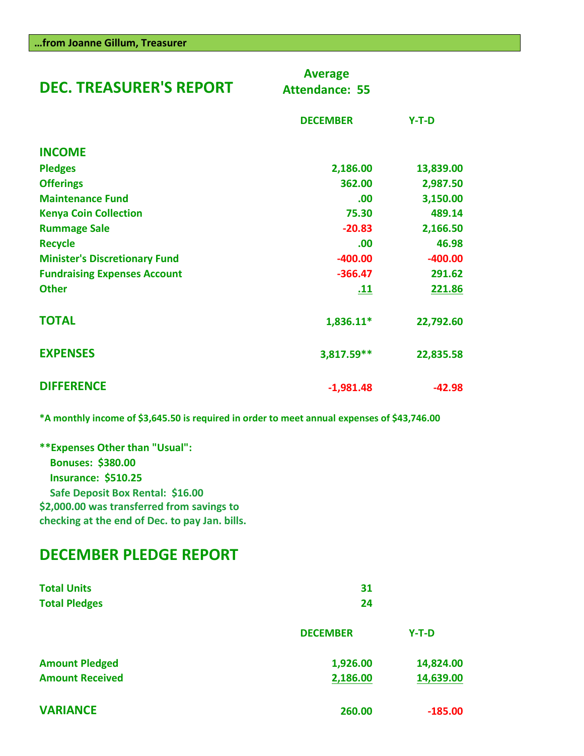**…from Joanne Gillum, Treasurer**

## DEC. TREASURER'S REPORT

**Average Attendance: 55**

| | DECEMBER | Y-T-D |
|---|---|---|
| **INCOME** | | |
| Pledges | 2,186.00 | 13,839.00 |
| Offerings | 362.00 | 2,987.50 |
| Maintenance Fund | .00 | 3,150.00 |
| Kenya Coin Collection | 75.30 | 489.14 |
| Rummage Sale | -20.83 | 2,166.50 |
| Recycle | .00 | 46.98 |
| Minister's Discretionary Fund | -400.00 | -400.00 |
| Fundraising Expenses Account | -366.47 | 291.62 |
| Other | .11 | 221.86 |
| **TOTAL** | 1,836.11* | 22,792.60 |
| **EXPENSES** | 3,817.59** | 22,835.58 |
| **DIFFERENCE** | -1,981.48 | -42.98 |

*A monthly income of $3,645.50 is required in order to meet annual expenses of $43,746.00

**Expenses Other than "Usual":
- Bonuses: $380.00
- Insurance: $510.25
- Safe Deposit Box Rental: $16.00

$2,000.00 was transferred from savings to checking at the end of Dec. to pay Jan. bills.

## DECEMBER PLEDGE REPORT

| | |
|---|---|
| Total Units | 31 |
| Total Pledges | 24 |

| | DECEMBER | Y-T-D |
|---|---|---|
| Amount Pledged | 1,926.00 | 14,824.00 |
| Amount Received | 2,186.00 | 14,639.00 |
| **VARIANCE** | 260.00 | -185.00 |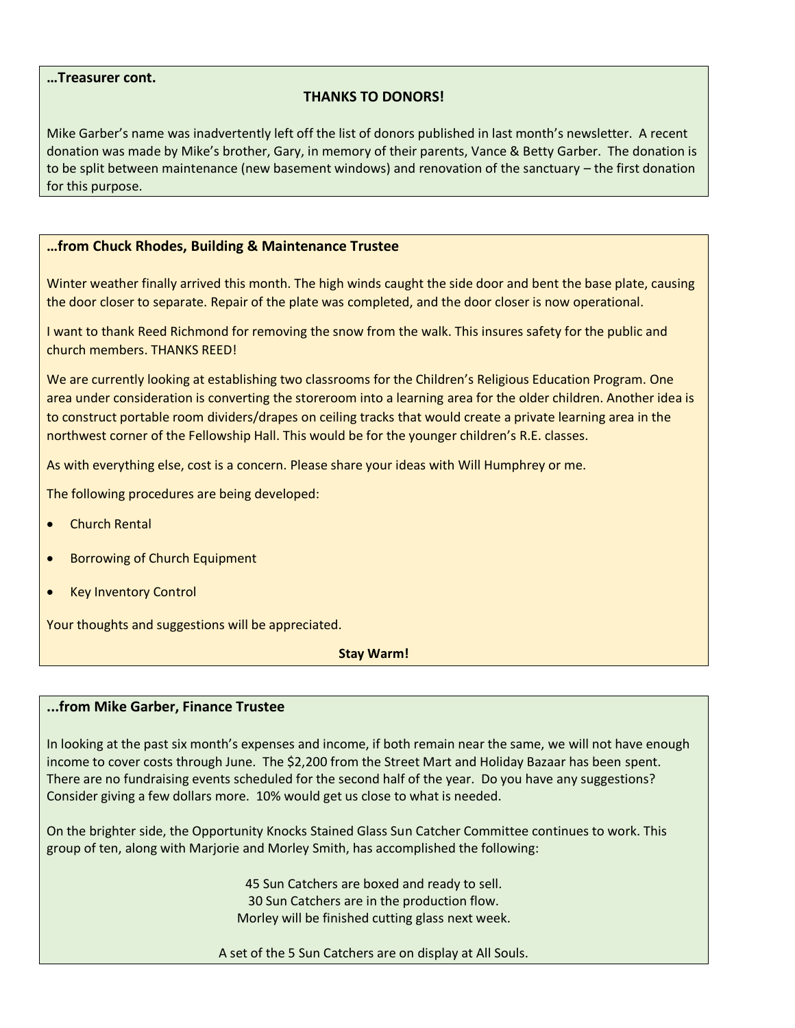**…Treasurer cont.**

**THANKS TO DONORS!**

Mike Garber's name was inadvertently left off the list of donors published in last month's newsletter. A recent donation was made by Mike's brother, Gary, in memory of their parents, Vance & Betty Garber. The donation is to be split between maintenance (new basement windows) and renovation of the sanctuary – the first donation for this purpose.

### …from Chuck Rhodes, Building & Maintenance Trustee

Winter weather finally arrived this month. The high winds caught the side door and bent the base plate, causing the door closer to separate. Repair of the plate was completed, and the door closer is now operational.

I want to thank Reed Richmond for removing the snow from the walk. This insures safety for the public and church members. THANKS REED!

We are currently looking at establishing two classrooms for the Children's Religious Education Program. One area under consideration is converting the storeroom into a learning area for the older children. Another idea is to construct portable room dividers/drapes on ceiling tracks that would create a private learning area in the northwest corner of the Fellowship Hall. This would be for the younger children's R.E. classes.

As with everything else, cost is a concern. Please share your ideas with Will Humphrey or me.

The following procedures are being developed:

- Church Rental
- Borrowing of Church Equipment
- Key Inventory Control

Your thoughts and suggestions will be appreciated.

**Stay Warm!**

### ...from Mike Garber, Finance Trustee

In looking at the past six month's expenses and income, if both remain near the same, we will not have enough income to cover costs through June. The $2,200 from the Street Mart and Holiday Bazaar has been spent. There are no fundraising events scheduled for the second half of the year. Do you have any suggestions? Consider giving a few dollars more. 10% would get us close to what is needed.

On the brighter side, the Opportunity Knocks Stained Glass Sun Catcher Committee continues to work. This group of ten, along with Marjorie and Morley Smith, has accomplished the following:

45 Sun Catchers are boxed and ready to sell.
30 Sun Catchers are in the production flow.
Morley will be finished cutting glass next week.

A set of the 5 Sun Catchers are on display at All Souls.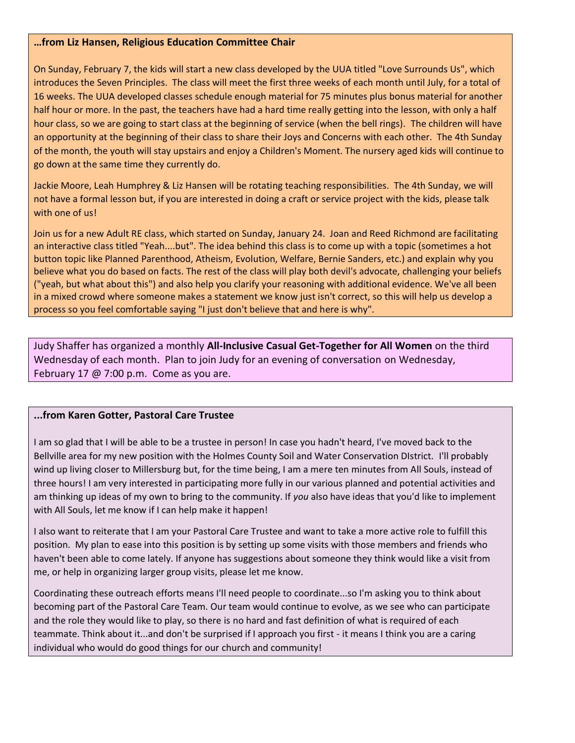**…from Liz Hansen, Religious Education Committee Chair**

On Sunday, February 7, the kids will start a new class developed by the UUA titled "Love Surrounds Us", which introduces the Seven Principles. The class will meet the first three weeks of each month until July, for a total of 16 weeks. The UUA developed classes schedule enough material for 75 minutes plus bonus material for another half hour or more. In the past, the teachers have had a hard time really getting into the lesson, with only a half hour class, so we are going to start class at the beginning of service (when the bell rings). The children will have an opportunity at the beginning of their class to share their Joys and Concerns with each other. The 4th Sunday of the month, the youth will stay upstairs and enjoy a Children's Moment. The nursery aged kids will continue to go down at the same time they currently do.

Jackie Moore, Leah Humphrey & Liz Hansen will be rotating teaching responsibilities. The 4th Sunday, we will not have a formal lesson but, if you are interested in doing a craft or service project with the kids, please talk with one of us!

Join us for a new Adult RE class, which started on Sunday, January 24. Joan and Reed Richmond are facilitating an interactive class titled "Yeah....but". The idea behind this class is to come up with a topic (sometimes a hot button topic like Planned Parenthood, Atheism, Evolution, Welfare, Bernie Sanders, etc.) and explain why you believe what you do based on facts. The rest of the class will play both devil's advocate, challenging your beliefs ("yeah, but what about this") and also help you clarify your reasoning with additional evidence. We've all been in a mixed crowd where someone makes a statement we know just isn't correct, so this will help us develop a process so you feel comfortable saying "I just don't believe that and here is why".

Judy Shaffer has organized a monthly **All-Inclusive Casual Get-Together for All Women** on the third Wednesday of each month. Plan to join Judy for an evening of conversation on Wednesday, February 17 @ 7:00 p.m. Come as you are.

**...from Karen Gotter, Pastoral Care Trustee**

I am so glad that I will be able to be a trustee in person! In case you hadn't heard, I've moved back to the Bellville area for my new position with the Holmes County Soil and Water Conservation DIstrict. I'll probably wind up living closer to Millersburg but, for the time being, I am a mere ten minutes from All Souls, instead of three hours! I am very interested in participating more fully in our various planned and potential activities and am thinking up ideas of my own to bring to the community. If *you* also have ideas that you'd like to implement with All Souls, let me know if I can help make it happen!

I also want to reiterate that I am your Pastoral Care Trustee and want to take a more active role to fulfill this position. My plan to ease into this position is by setting up some visits with those members and friends who haven't been able to come lately. If anyone has suggestions about someone they think would like a visit from me, or help in organizing larger group visits, please let me know.

Coordinating these outreach efforts means I'll need people to coordinate...so I'm asking you to think about becoming part of the Pastoral Care Team. Our team would continue to evolve, as we see who can participate and the role they would like to play, so there is no hard and fast definition of what is required of each teammate. Think about it...and don't be surprised if I approach you first - it means I think you are a caring individual who would do good things for our church and community!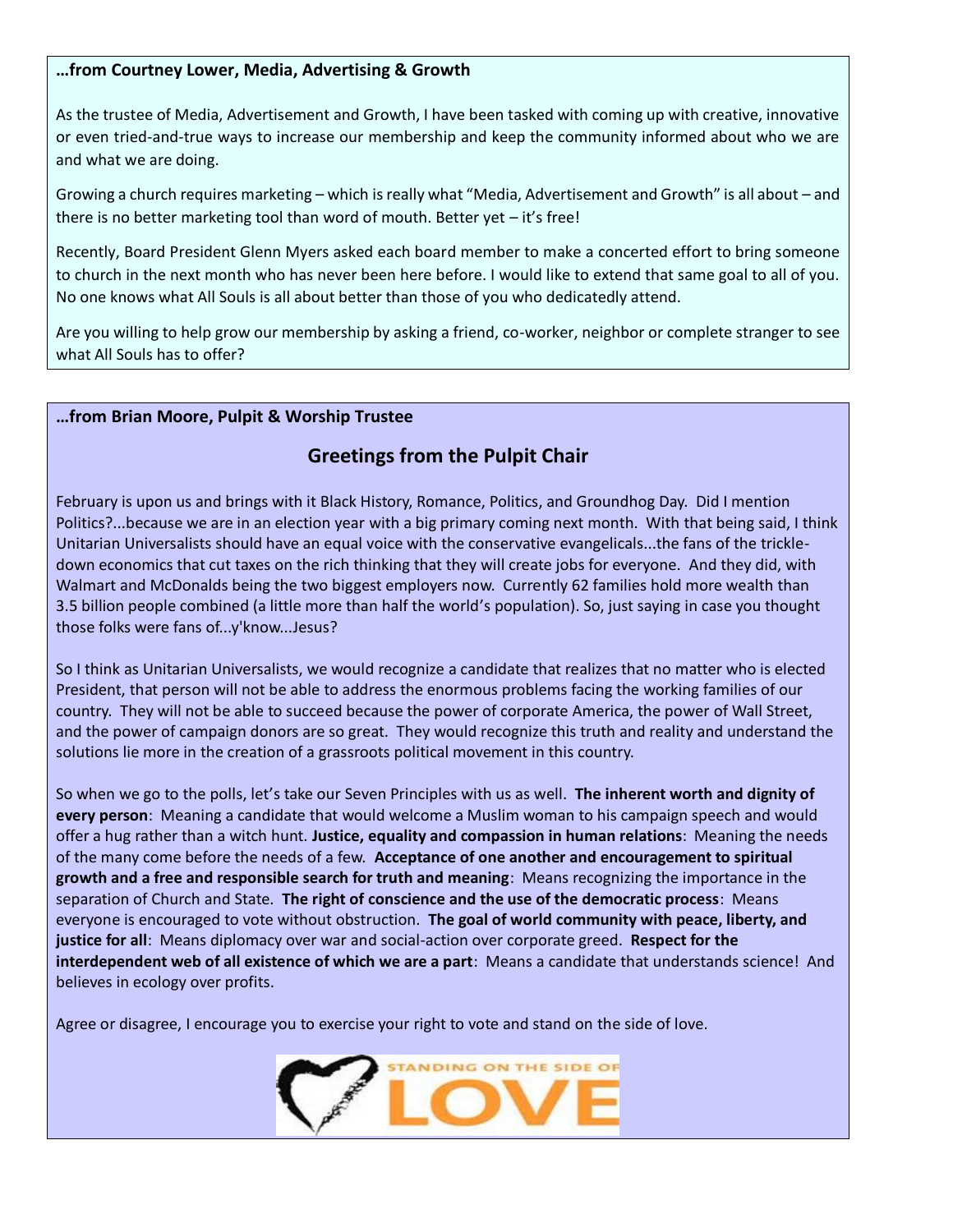**…from Courtney Lower, Media, Advertising & Growth**

As the trustee of Media, Advertisement and Growth, I have been tasked with coming up with creative, innovative or even tried-and-true ways to increase our membership and keep the community informed about who we are and what we are doing.

Growing a church requires marketing – which is really what "Media, Advertisement and Growth" is all about – and there is no better marketing tool than word of mouth. Better yet – it's free!

Recently, Board President Glenn Myers asked each board member to make a concerted effort to bring someone to church in the next month who has never been here before. I would like to extend that same goal to all of you. No one knows what All Souls is all about better than those of you who dedicatedly attend.

Are you willing to help grow our membership by asking a friend, co-worker, neighbor or complete stranger to see what All Souls has to offer?

**…from Brian Moore, Pulpit & Worship Trustee**

## Greetings from the Pulpit Chair

February is upon us and brings with it Black History, Romance, Politics, and Groundhog Day. Did I mention Politics?...because we are in an election year with a big primary coming next month. With that being said, I think Unitarian Universalists should have an equal voice with the conservative evangelicals...the fans of the trickle-down economics that cut taxes on the rich thinking that they will create jobs for everyone. And they did, with Walmart and McDonalds being the two biggest employers now. Currently 62 families hold more wealth than 3.5 billion people combined (a little more than half the world's population). So, just saying in case you thought those folks were fans of...y'know...Jesus?

So I think as Unitarian Universalists, we would recognize a candidate that realizes that no matter who is elected President, that person will not be able to address the enormous problems facing the working families of our country. They will not be able to succeed because the power of corporate America, the power of Wall Street, and the power of campaign donors are so great. They would recognize this truth and reality and understand the solutions lie more in the creation of a grassroots political movement in this country.

So when we go to the polls, let's take our Seven Principles with us as well. **The inherent worth and dignity of every person**: Meaning a candidate that would welcome a Muslim woman to his campaign speech and would offer a hug rather than a witch hunt. **Justice, equality and compassion in human relations**: Meaning the needs of the many come before the needs of a few. **Acceptance of one another and encouragement to spiritual growth and a free and responsible search for truth and meaning**: Means recognizing the importance in the separation of Church and State. **The right of conscience and the use of the democratic process**: Means everyone is encouraged to vote without obstruction. **The goal of world community with peace, liberty, and justice for all**: Means diplomacy over war and social-action over corporate greed. **Respect for the interdependent web of all existence of which we are a part**: Means a candidate that understands science! And believes in ecology over profits.

Agree or disagree, I encourage you to exercise your right to vote and stand on the side of love.

STANDING ON THE SIDE OF LOVE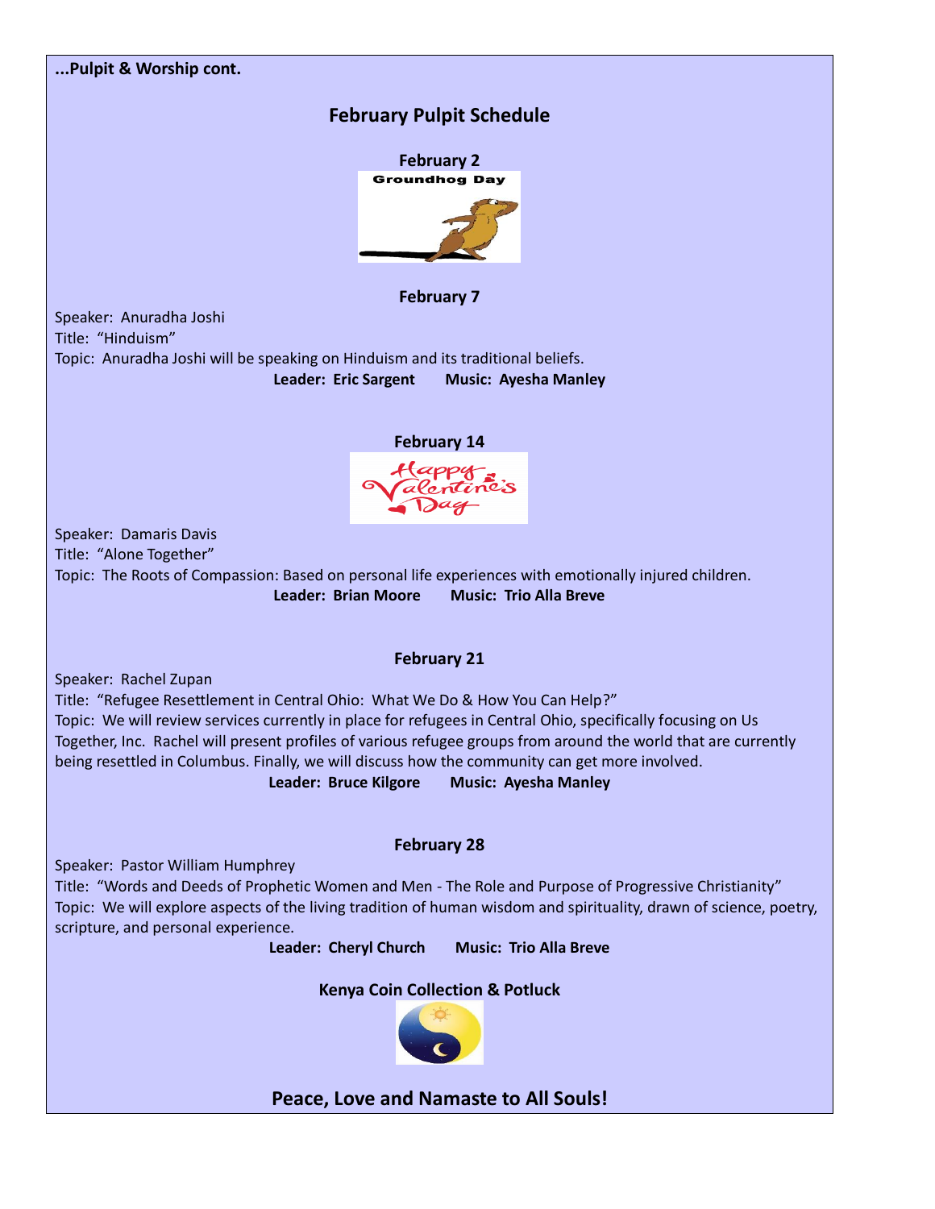**...Pulpit & Worship cont.**

## February Pulpit Schedule

**February 2**

Groundhog Day

**February 7**

Speaker: Anuradha Joshi
Title: "Hinduism"
Topic: Anuradha Joshi will be speaking on Hinduism and its traditional beliefs.

**Leader: Eric Sargent Music: Ayesha Manley**

**February 14**

Happy Valentine's Day

Speaker: Damaris Davis
Title: "Alone Together"
Topic: The Roots of Compassion: Based on personal life experiences with emotionally injured children.

**Leader: Brian Moore Music: Trio Alla Breve**

**February 21**

Speaker: Rachel Zupan
Title: "Refugee Resettlement in Central Ohio: What We Do & How You Can Help?"
Topic: We will review services currently in place for refugees in Central Ohio, specifically focusing on Us Together, Inc. Rachel will present profiles of various refugee groups from around the world that are currently being resettled in Columbus. Finally, we will discuss how the community can get more involved.

**Leader: Bruce Kilgore Music: Ayesha Manley**

**February 28**

Speaker: Pastor William Humphrey
Title: "Words and Deeds of Prophetic Women and Men - The Role and Purpose of Progressive Christianity"
Topic: We will explore aspects of the living tradition of human wisdom and spirituality, drawn of science, poetry, scripture, and personal experience.

**Leader: Cheryl Church Music: Trio Alla Breve**

**Kenya Coin Collection & Potluck**

## Peace, Love and Namaste to All Souls!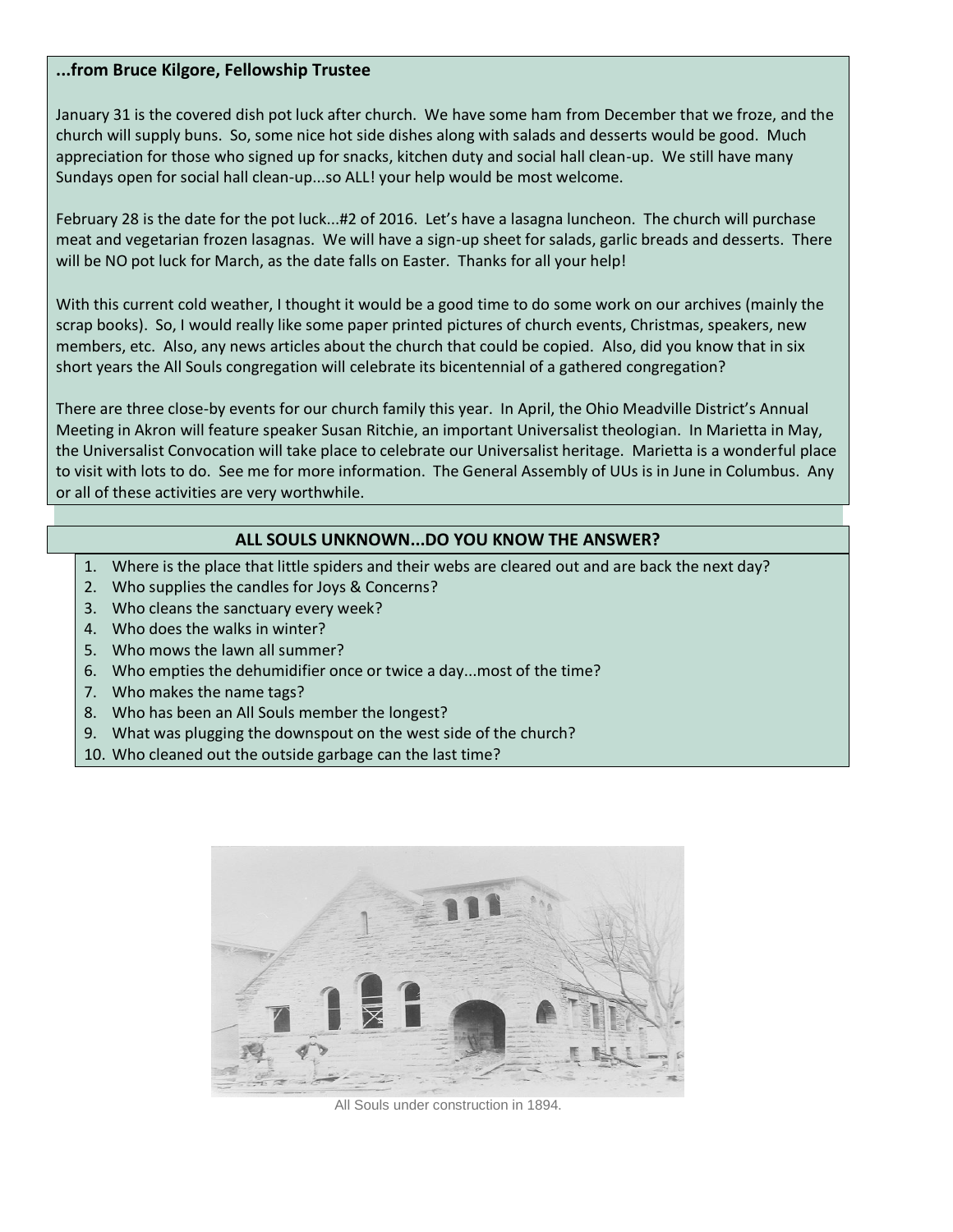**...from Bruce Kilgore, Fellowship Trustee**

January 31 is the covered dish pot luck after church. We have some ham from December that we froze, and the church will supply buns. So, some nice hot side dishes along with salads and desserts would be good. Much appreciation for those who signed up for snacks, kitchen duty and social hall clean-up. We still have many Sundays open for social hall clean-up...so ALL! your help would be most welcome.

February 28 is the date for the pot luck...#2 of 2016. Let's have a lasagna luncheon. The church will purchase meat and vegetarian frozen lasagnas. We will have a sign-up sheet for salads, garlic breads and desserts. There will be NO pot luck for March, as the date falls on Easter. Thanks for all your help!

With this current cold weather, I thought it would be a good time to do some work on our archives (mainly the scrap books). So, I would really like some paper printed pictures of church events, Christmas, speakers, new members, etc. Also, any news articles about the church that could be copied. Also, did you know that in six short years the All Souls congregation will celebrate its bicentennial of a gathered congregation?

There are three close-by events for our church family this year. In April, the Ohio Meadville District's Annual Meeting in Akron will feature speaker Susan Ritchie, an important Universalist theologian. In Marietta in May, the Universalist Convocation will take place to celebrate our Universalist heritage. Marietta is a wonderful place to visit with lots to do. See me for more information. The General Assembly of UUs is in June in Columbus. Any or all of these activities are very worthwhile.

**ALL SOULS UNKNOWN...DO YOU KNOW THE ANSWER?**

1. Where is the place that little spiders and their webs are cleared out and are back the next day?
2. Who supplies the candles for Joys & Concerns?
3. Who cleans the sanctuary every week?
4. Who does the walks in winter?
5. Who mows the lawn all summer?
6. Who empties the dehumidifier once or twice a day...most of the time?
7. Who makes the name tags?
8. Who has been an All Souls member the longest?
9. What was plugging the downspout on the west side of the church?
10. Who cleaned out the outside garbage can the last time?

All Souls under construction in 1894.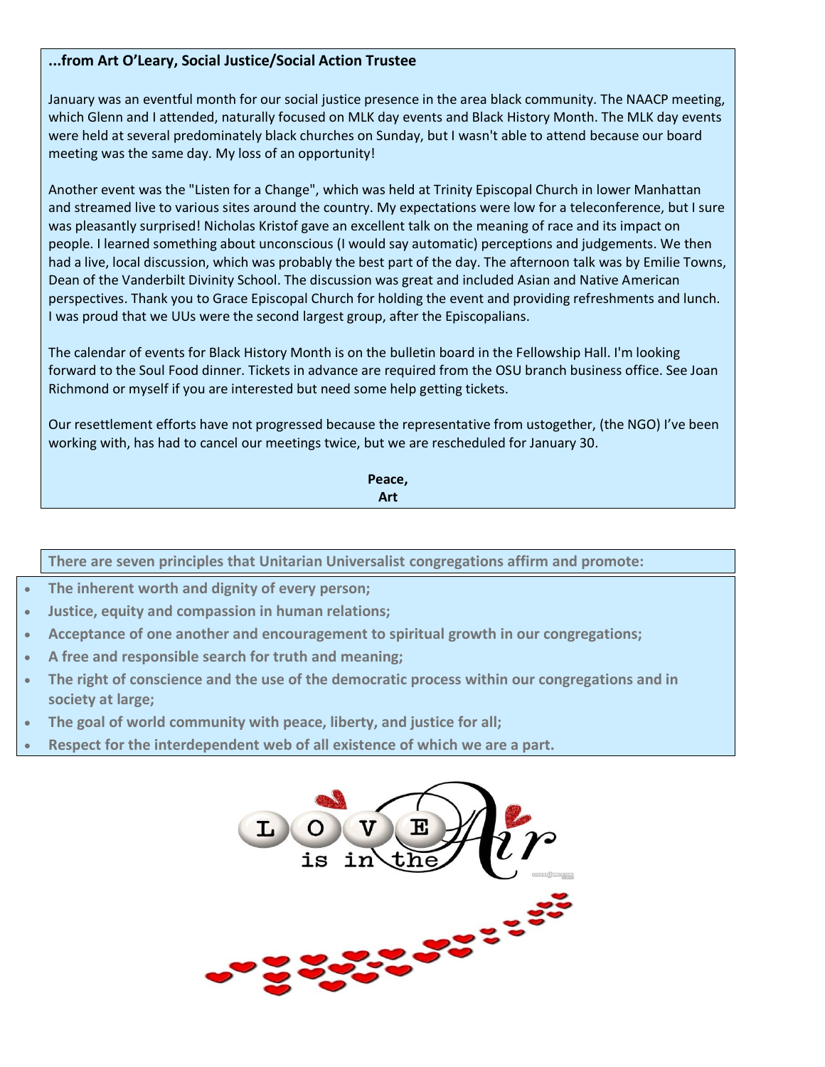**...from Art O'Leary, Social Justice/Social Action Trustee**

January was an eventful month for our social justice presence in the area black community. The NAACP meeting, which Glenn and I attended, naturally focused on MLK day events and Black History Month. The MLK day events were held at several predominately black churches on Sunday, but I wasn't able to attend because our board meeting was the same day. My loss of an opportunity!

Another event was the "Listen for a Change", which was held at Trinity Episcopal Church in lower Manhattan and streamed live to various sites around the country. My expectations were low for a teleconference, but I sure was pleasantly surprised! Nicholas Kristof gave an excellent talk on the meaning of race and its impact on people. I learned something about unconscious (I would say automatic) perceptions and judgements. We then had a live, local discussion, which was probably the best part of the day. The afternoon talk was by Emilie Towns, Dean of the Vanderbilt Divinity School. The discussion was great and included Asian and Native American perspectives. Thank you to Grace Episcopal Church for holding the event and providing refreshments and lunch. I was proud that we UUs were the second largest group, after the Episcopalians.

The calendar of events for Black History Month is on the bulletin board in the Fellowship Hall. I'm looking forward to the Soul Food dinner. Tickets in advance are required from the OSU branch business office. See Joan Richmond or myself if you are interested but need some help getting tickets.

Our resettlement efforts have not progressed because the representative from ustogether, (the NGO) I've been working with, has had to cancel our meetings twice, but we are rescheduled for January 30.

**Peace,**
**Art**

**There are seven principles that Unitarian Universalist congregations affirm and promote:**

- **The inherent worth and dignity of every person;**
- **Justice, equity and compassion in human relations;**
- **Acceptance of one another and encouragement to spiritual growth in our congregations;**
- **A free and responsible search for truth and meaning;**
- **The right of conscience and the use of the democratic process within our congregations and in society at large;**
- **The goal of world community with peace, liberty, and justice for all;**
- **Respect for the interdependent web of all existence of which we are a part.**

LOVE is in the Air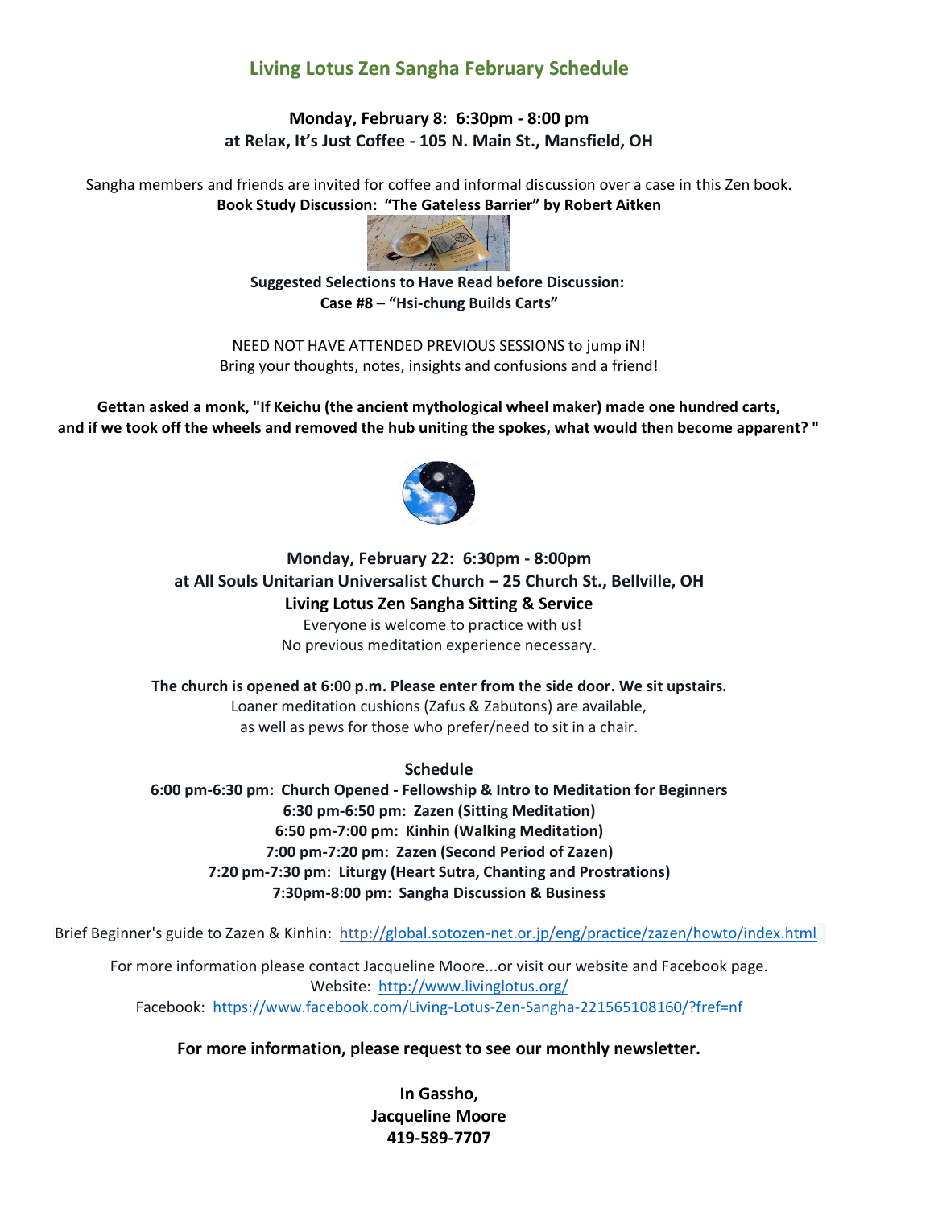## Living Lotus Zen Sangha February Schedule

**Monday, February 8: 6:30pm - 8:00 pm**
**at Relax, It's Just Coffee - 105 N. Main St., Mansfield, OH**

Sangha members and friends are invited for coffee and informal discussion over a case in this Zen book.
**Book Study Discussion: "The Gateless Barrier" by Robert Aitken**

**Suggested Selections to Have Read before Discussion:**
**Case #8 – "Hsi-chung Builds Carts"**

NEED NOT HAVE ATTENDED PREVIOUS SESSIONS to jump iN!
Bring your thoughts, notes, insights and confusions and a friend!

**Gettan asked a monk, "If Keichu (the ancient mythological wheel maker) made one hundred carts, and if we took off the wheels and removed the hub uniting the spokes, what would then become apparent? "**

**Monday, February 22: 6:30pm - 8:00pm**
**at All Souls Unitarian Universalist Church – 25 Church St., Bellville, OH**
**Living Lotus Zen Sangha Sitting & Service**

Everyone is welcome to practice with us!
No previous meditation experience necessary.

**The church is opened at 6:00 p.m. Please enter from the side door. We sit upstairs.**
Loaner meditation cushions (Zafus & Zabutons) are available,
as well as pews for those who prefer/need to sit in a chair.

**Schedule**

**6:00 pm-6:30 pm: Church Opened - Fellowship & Intro to Meditation for Beginners**
**6:30 pm-6:50 pm: Zazen (Sitting Meditation)**
**6:50 pm-7:00 pm: Kinhin (Walking Meditation)**
**7:00 pm-7:20 pm: Zazen (Second Period of Zazen)**
**7:20 pm-7:30 pm: Liturgy (Heart Sutra, Chanting and Prostrations)**
**7:30pm-8:00 pm: Sangha Discussion & Business**

Brief Beginner's guide to Zazen & Kinhin: http://global.sotozen-net.or.jp/eng/practice/zazen/howto/index.html

For more information please contact Jacqueline Moore...or visit our website and Facebook page.
Website: http://www.livinglotus.org/
Facebook: https://www.facebook.com/Living-Lotus-Zen-Sangha-221565108160/?fref=nf

**For more information, please request to see our monthly newsletter.**

**In Gassho,**
**Jacqueline Moore**
**419-589-7707**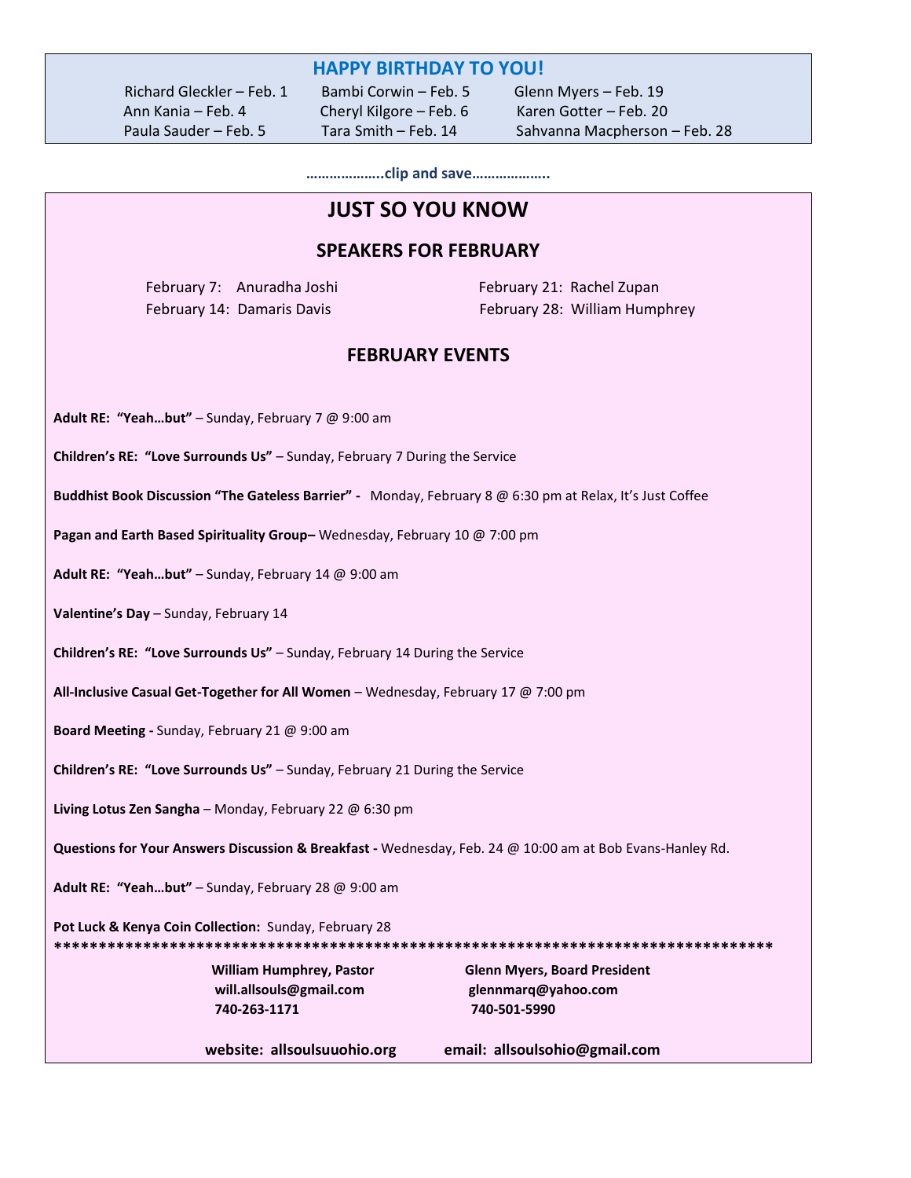## HAPPY BIRTHDAY TO YOU!

Richard Gleckler – Feb. 1
Ann Kania – Feb. 4
Paula Sauder – Feb. 5
Bambi Corwin – Feb. 5
Cheryl Kilgore – Feb. 6
Tara Smith – Feb. 14
Glenn Myers – Feb. 19
Karen Gotter – Feb. 20
Sahvanna Macpherson – Feb. 28

……………….clip and save………………..

# JUST SO YOU KNOW

## SPEAKERS FOR FEBRUARY

February 7: Anuradha Joshi
February 14: Damaris Davis
February 21: Rachel Zupan
February 28: William Humphrey

## FEBRUARY EVENTS

**Adult RE: "Yeah…but"** – Sunday, February 7 @ 9:00 am

**Children's RE: "Love Surrounds Us"** – Sunday, February 7 During the Service

**Buddhist Book Discussion "The Gateless Barrier" -** Monday, February 8 @ 6:30 pm at Relax, It's Just Coffee

**Pagan and Earth Based Spirituality Group–** Wednesday, February 10 @ 7:00 pm

**Adult RE: "Yeah…but"** – Sunday, February 14 @ 9:00 am

**Valentine's Day** – Sunday, February 14

**Children's RE: "Love Surrounds Us"** – Sunday, February 14 During the Service

**All-Inclusive Casual Get-Together for All Women** – Wednesday, February 17 @ 7:00 pm

**Board Meeting -** Sunday, February 21 @ 9:00 am

**Children's RE: "Love Surrounds Us"** – Sunday, February 21 During the Service

**Living Lotus Zen Sangha** – Monday, February 22 @ 6:30 pm

**Questions for Your Answers Discussion & Breakfast -** Wednesday, Feb. 24 @ 10:00 am at Bob Evans-Hanley Rd.

**Adult RE: "Yeah…but"** – Sunday, February 28 @ 9:00 am

**Pot Luck & Kenya Coin Collection:** Sunday, February 28

**********************************************************************************

**William Humphrey, Pastor**
**will.allsouls@gmail.com**
**740-263-1171**

**Glenn Myers, Board President**
**glennmarq@yahoo.com**
**740-501-5990**

**website: allsoulsuuohio.org** **email: allsoulsohio@gmail.com**